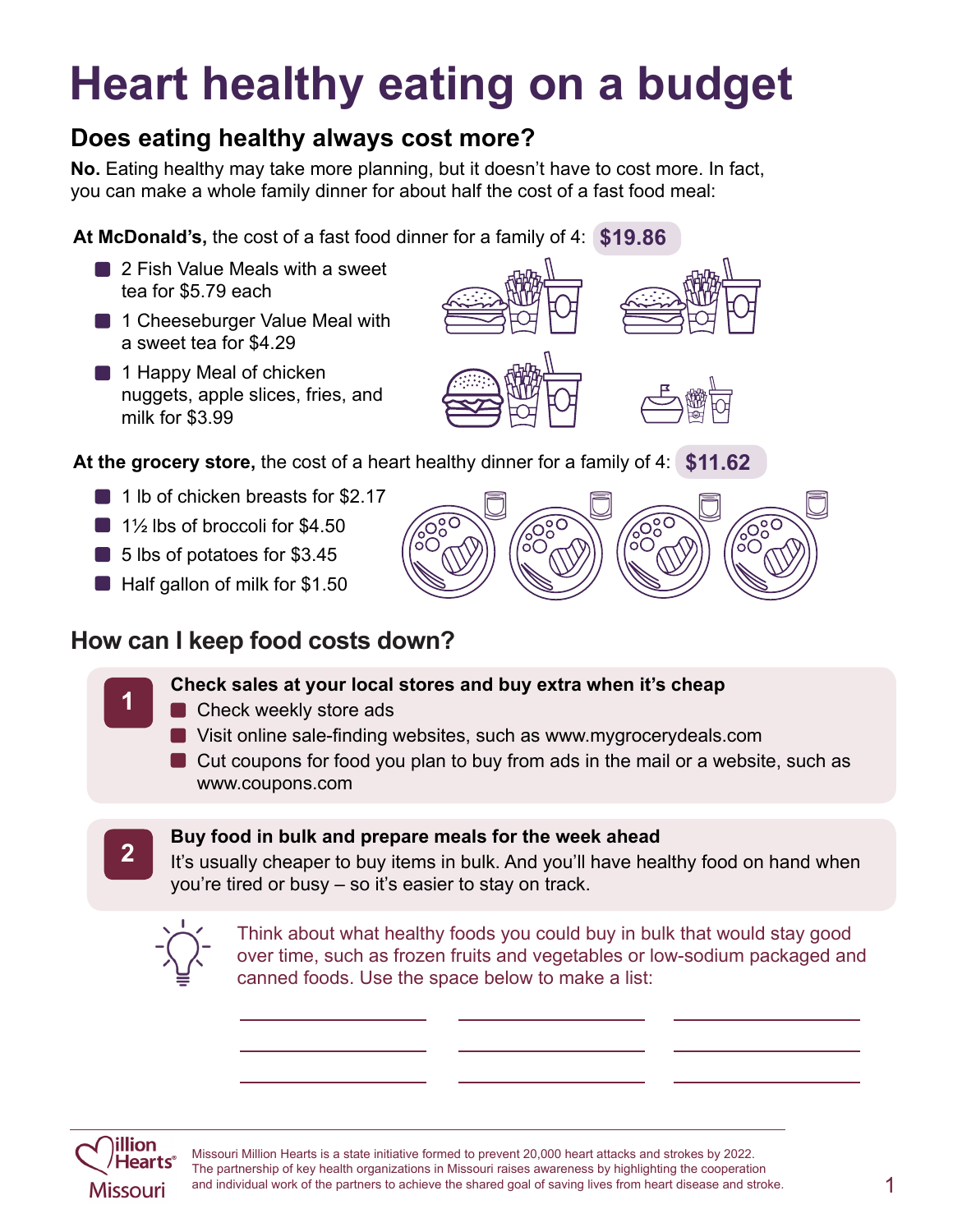# Heart healthy eating on a budget

## Does eating healthy always cost more?

**No.** Eating healthy may take more planning, but it doesn't have to cost more. In fact, you can make a whole family dinner for about half the cost of a fast food meal:

**At McDonald's,** the cost of a fast food dinner for a family of 4: **$19.86**

- 2 Fish Value Meals with a sweet tea for $5.79 each
- 1 Cheeseburger Value Meal with a sweet tea for $4.29
- 1 Happy Meal of chicken nuggets, apple slices, fries, and milk for $3.99

**At the grocery store,** the cost of a heart healthy dinner for a family of 4: **$11.62**

- 1 lb of chicken breasts for $2.17
- 1½ lbs of broccoli for $4.50
- 5 lbs of potatoes for $3.45
- Half gallon of milk for $1.50

## How can I keep food costs down?

**1 Check sales at your local stores and buy extra when it's cheap**

- Check weekly store ads
- Visit online sale-finding websites, such as www.mygrocerydeals.com
- Cut coupons for food you plan to buy from ads in the mail or a website, such as www.coupons.com

**2 Buy food in bulk and prepare meals for the week ahead**

It's usually cheaper to buy items in bulk. And you'll have healthy food on hand when you're tired or busy – so it's easier to stay on track.

Think about what healthy foods you could buy in bulk that would stay good over time, such as frozen fruits and vegetables or low-sodium packaged and canned foods. Use the space below to make a list:

\_\_\_\_\_\_\_\_\_\_\_\_\_\_\_\_\_\_ \_\_\_\_\_\_\_\_\_\_\_\_\_\_\_\_\_\_ \_\_\_\_\_\_\_\_\_\_\_\_\_\_\_\_\_\_

\_\_\_\_\_\_\_\_\_\_\_\_\_\_\_\_\_\_ \_\_\_\_\_\_\_\_\_\_\_\_\_\_\_\_\_\_ \_\_\_\_\_\_\_\_\_\_\_\_\_\_\_\_\_\_

\_\_\_\_\_\_\_\_\_\_\_\_\_\_\_\_\_\_ \_\_\_\_\_\_\_\_\_\_\_\_\_\_\_\_\_\_ \_\_\_\_\_\_\_\_\_\_\_\_\_\_\_\_\_\_

Million Hearts® Missouri

Missouri Million Hearts is a state initiative formed to prevent 20,000 heart attacks and strokes by 2022. The partnership of key health organizations in Missouri raises awareness by highlighting the cooperation and individual work of the partners to achieve the shared goal of saving lives from heart disease and stroke.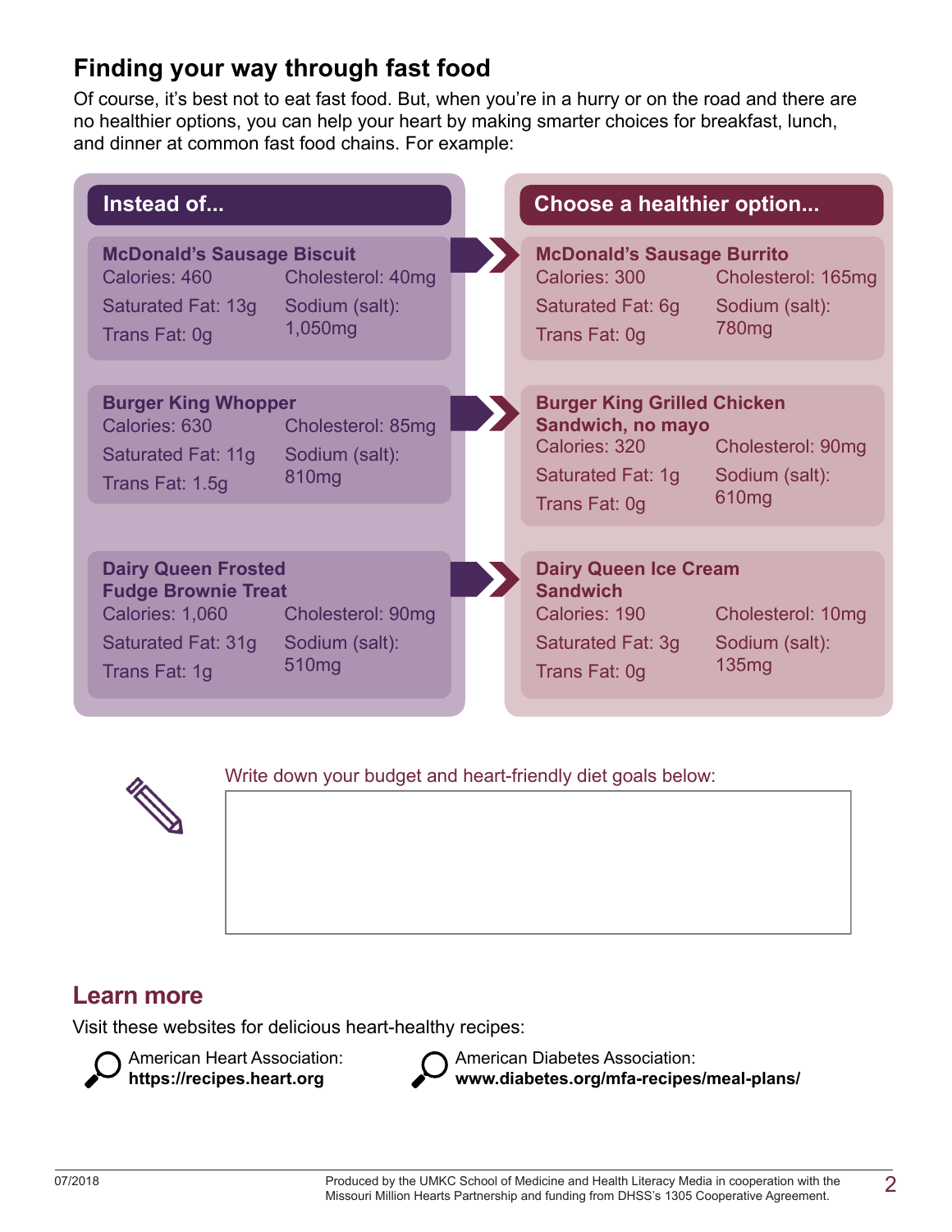## Finding your way through fast food

Of course, it's best not to eat fast food. But, when you're in a hurry or on the road and there are no healthier options, you can help your heart by making smarter choices for breakfast, lunch, and dinner at common fast food chains. For example:

| Instead of... | Choose a healthier option... |
|---|---|
| **McDonald's Sausage Biscuit**<br>Calories: 460<br>Saturated Fat: 13g<br>Trans Fat: 0g<br>Cholesterol: 40mg<br>Sodium (salt): 1,050mg | **McDonald's Sausage Burrito**<br>Calories: 300<br>Saturated Fat: 6g<br>Trans Fat: 0g<br>Cholesterol: 165mg<br>Sodium (salt): 780mg |
| **Burger King Whopper**<br>Calories: 630<br>Saturated Fat: 11g<br>Trans Fat: 1.5g<br>Cholesterol: 85mg<br>Sodium (salt): 810mg | **Burger King Grilled Chicken Sandwich, no mayo**<br>Calories: 320<br>Saturated Fat: 1g<br>Trans Fat: 0g<br>Cholesterol: 90mg<br>Sodium (salt): 610mg |
| **Dairy Queen Frosted Fudge Brownie Treat**<br>Calories: 1,060<br>Saturated Fat: 31g<br>Trans Fat: 1g<br>Cholesterol: 90mg<br>Sodium (salt): 510mg | **Dairy Queen Ice Cream Sandwich**<br>Calories: 190<br>Saturated Fat: 3g<br>Trans Fat: 0g<br>Cholesterol: 10mg<br>Sodium (salt): 135mg |

Write down your budget and heart-friendly diet goals below:

## Learn more

Visit these websites for delicious heart-healthy recipes:

- American Heart Association: **https://recipes.heart.org**
- American Diabetes Association: **www.diabetes.org/mfa-recipes/meal-plans/**

07/2018

Produced by the UMKC School of Medicine and Health Literacy Media in cooperation with the Missouri Million Hearts Partnership and funding from DHSS's 1305 Cooperative Agreement.